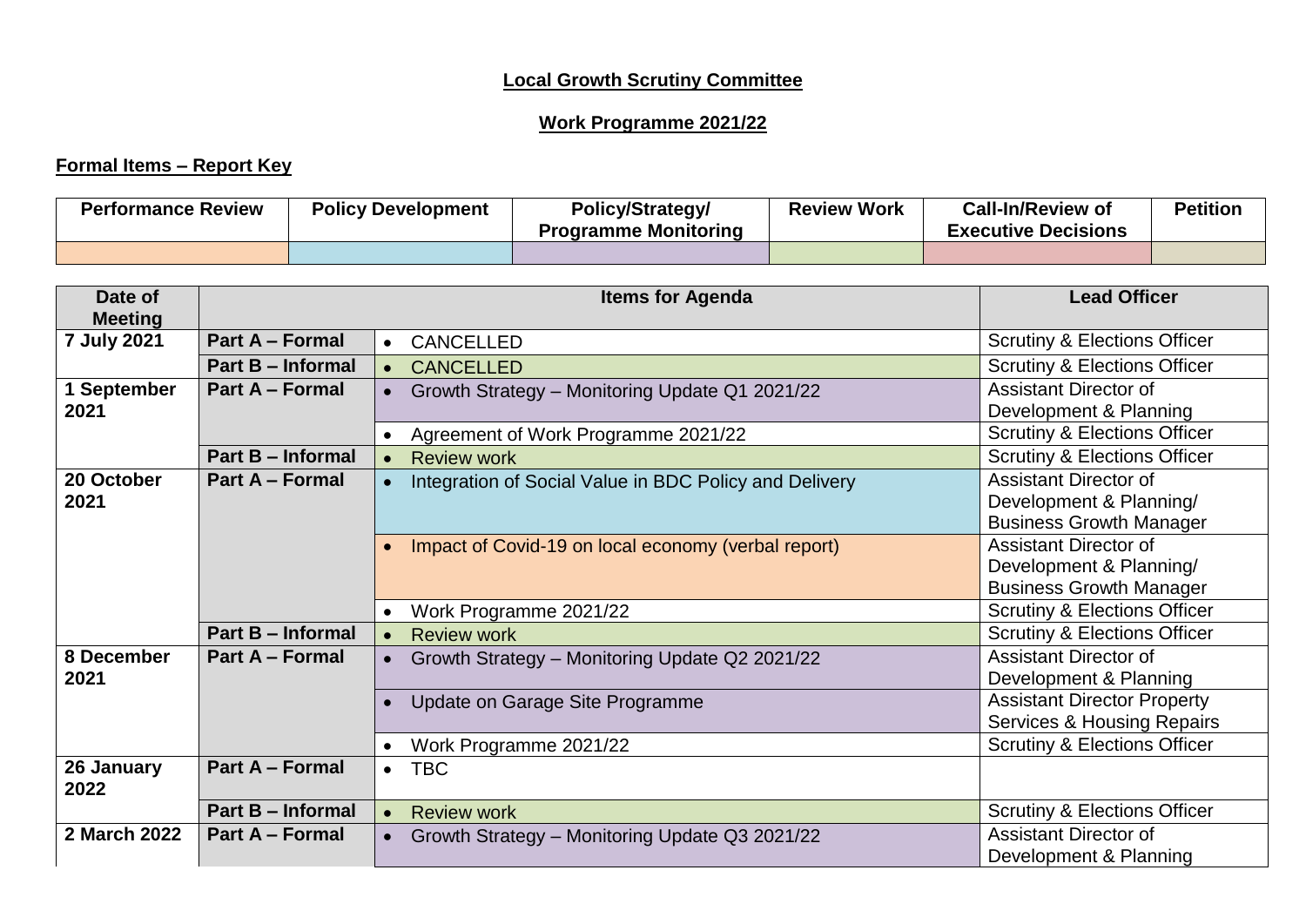**Local Growth Scrutiny Committee**

**Work Programme 2021/22**

**Formal Items – Report Key**

| Performance Review | Policy Development | Policy/Strategy/ Programme Monitoring | Review Work | Call-In/Review of Executive Decisions | Petition |
|---|---|---|---|---|---|
| | | | | | |

| Date of Meeting | | Items for Agenda | Lead Officer |
|---|---|---|---|
| 7 July 2021 | Part A – Formal | • CANCELLED | Scrutiny & Elections Officer |
| | Part B – Informal | • CANCELLED | Scrutiny & Elections Officer |
| 1 September 2021 | Part A – Formal | • Growth Strategy – Monitoring Update Q1 2021/22 | Assistant Director of Development & Planning |
| | | • Agreement of Work Programme 2021/22 | Scrutiny & Elections Officer |
| | Part B – Informal | • Review work | Scrutiny & Elections Officer |
| 20 October 2021 | Part A – Formal | • Integration of Social Value in BDC Policy and Delivery | Assistant Director of Development & Planning/ Business Growth Manager |
| | | • Impact of Covid-19 on local economy (verbal report) | Assistant Director of Development & Planning/ Business Growth Manager |
| | | • Work Programme 2021/22 | Scrutiny & Elections Officer |
| | Part B – Informal | • Review work | Scrutiny & Elections Officer |
| 8 December 2021 | Part A – Formal | • Growth Strategy – Monitoring Update Q2 2021/22 | Assistant Director of Development & Planning |
| | | • Update on Garage Site Programme | Assistant Director Property Services & Housing Repairs |
| | | • Work Programme 2021/22 | Scrutiny & Elections Officer |
| 26 January 2022 | Part A – Formal | • TBC | |
| | Part B – Informal | • Review work | Scrutiny & Elections Officer |
| 2 March 2022 | Part A – Formal | • Growth Strategy – Monitoring Update Q3 2021/22 | Assistant Director of Development & Planning |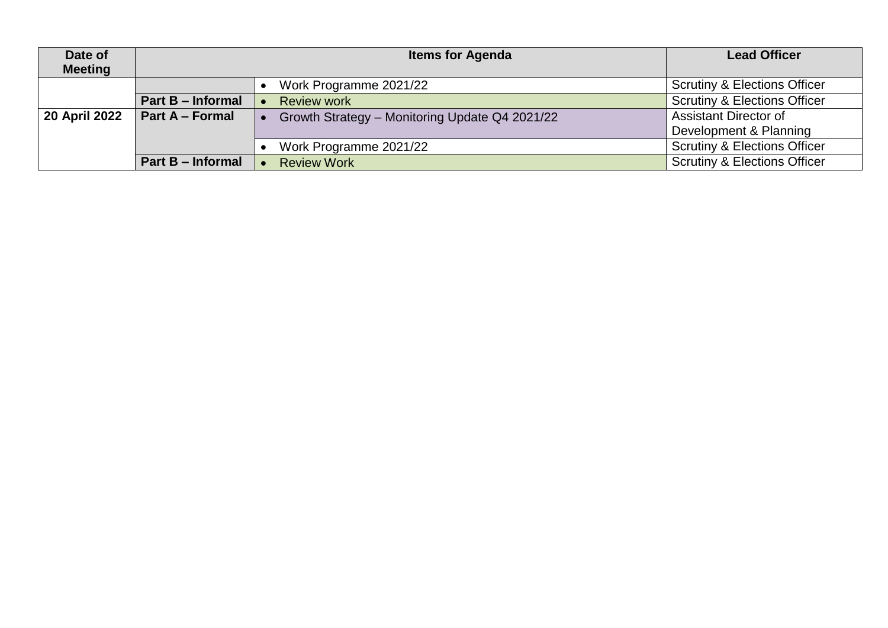| Date of Meeting | Items for Agenda | | Lead Officer |
|---|---|---|---|
| | | • Work Programme 2021/22 | Scrutiny & Elections Officer |
| | **Part B – Informal** | • Review work | Scrutiny & Elections Officer |
| **20 April 2022** | **Part A – Formal** | • Growth Strategy – Monitoring Update Q4 2021/22 | Assistant Director of Development & Planning |
| | | • Work Programme 2021/22 | Scrutiny & Elections Officer |
| | **Part B – Informal** | • Review Work | Scrutiny & Elections Officer |